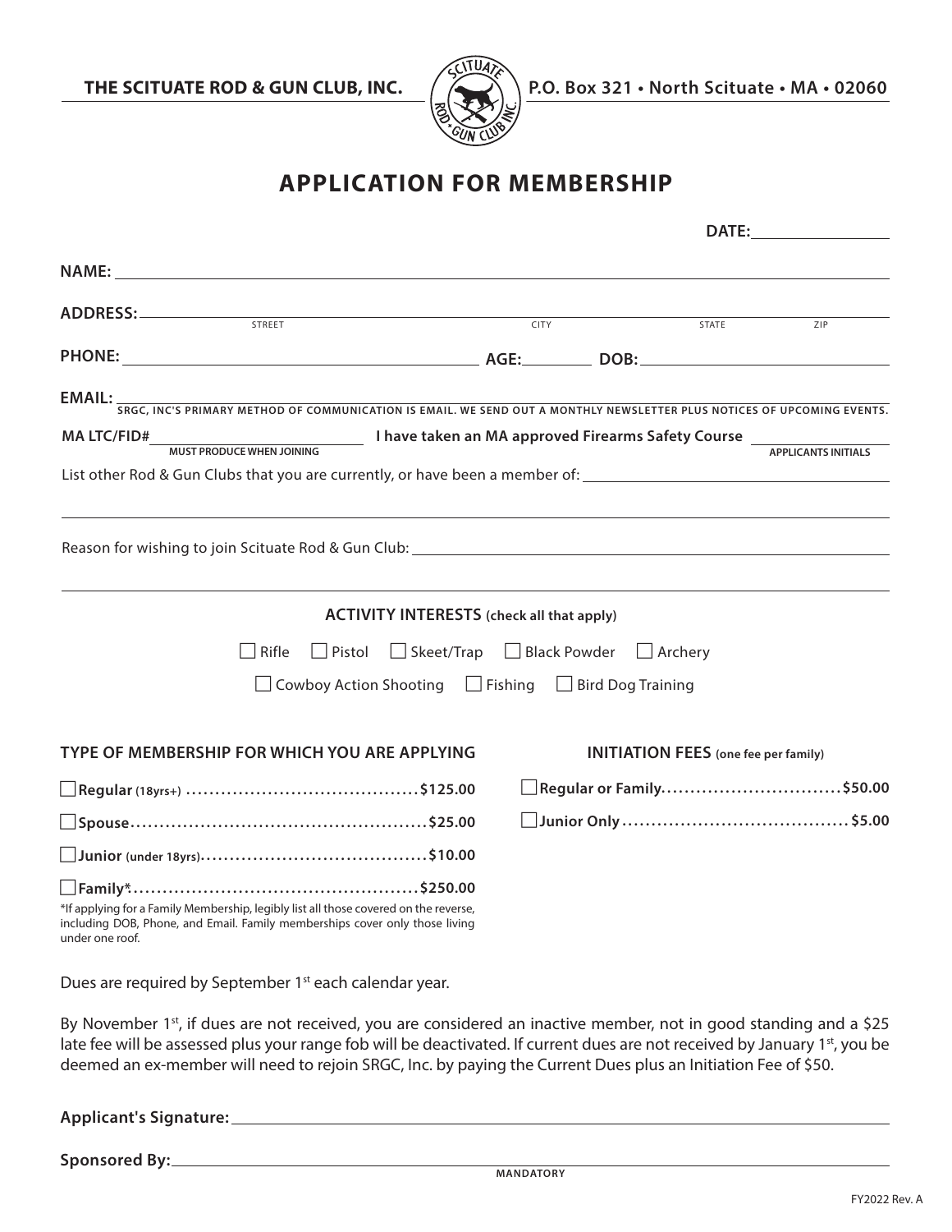**THE SCITUATE ROD & GUN CLUB, INC.** **P.O. Box 321 • North Scituate • MA • 02060**

# APPLICATION FOR MEMBERSHIP

**DATE:** ________________

**NAME:** ________________________________________________

**ADDRESS:** ______________________________________________
STREET CITY STATE ZIP

**PHONE:** ____________________ **AGE:** ________ **DOB:** ____________________

**EMAIL:** ________________________________________________
SRGC, INC'S PRIMARY METHOD OF COMMUNICATION IS EMAIL. WE SEND OUT A MONTHLY NEWSLETTER PLUS NOTICES OF UPCOMING EVENTS.

**MA LTC/FID#** ____________________ **I have taken an MA approved Firearms Safety Course** ____________
MUST PRODUCE WHEN JOINING APPLICANTS INITIALS

List other Rod & Gun Clubs that you are currently, or have been a member of: ______________________

Reason for wishing to join Scituate Rod & Gun Club: ______________________

### ACTIVITY INTERESTS (check all that apply)

☐ Rifle ☐ Pistol ☐ Skeet/Trap ☐ Black Powder ☐ Archery

☐ Cowboy Action Shooting ☐ Fishing ☐ Bird Dog Training

### TYPE OF MEMBERSHIP FOR WHICH YOU ARE APPLYING

☐ **Regular** (18yrs+) ........................................ **$125.00**

☐ **Spouse** .................................................. **$25.00**

☐ **Junior** (under 18yrs) ...................................... **$10.00**

☐ **Family*** ................................................ **$250.00**

*If applying for a Family Membership, legibly list all those covered on the reverse, including DOB, Phone, and Email. Family memberships cover only those living under one roof.

### INITIATION FEES (one fee per family)

☐ **Regular or Family** .............................. **$50.00**

☐ **Junior Only** ...................................... **$5.00**

Dues are required by September 1st each calendar year.

By November 1st, if dues are not received, you are considered an inactive member, not in good standing and a $25 late fee will be assessed plus your range fob will be deactivated. If current dues are not received by January 1st, you be deemed an ex-member will need to rejoin SRGC, Inc. by paying the Current Dues plus an Initiation Fee of $50.

**Applicant's Signature:** ________________________________________________

**Sponsored By:** ________________________________________________
MANDATORY

FY2022 Rev. A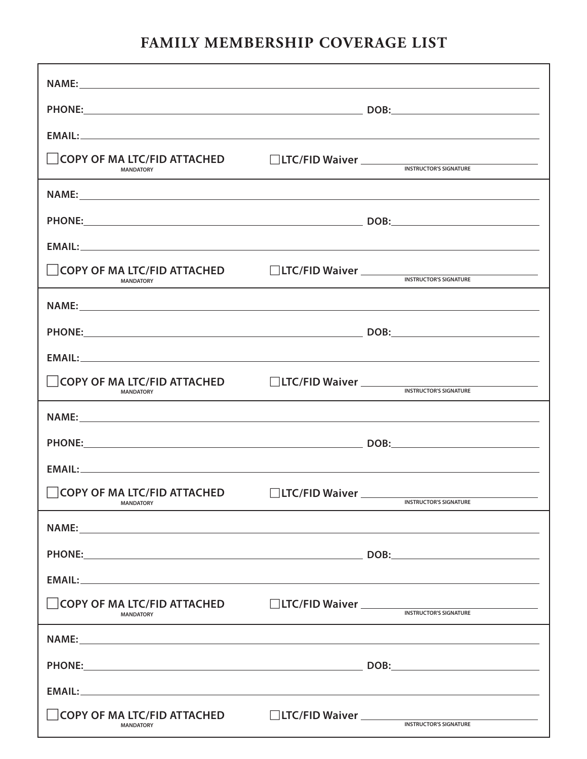# FAMILY MEMBERSHIP COVERAGE LIST

**NAME:** ______________________________________________

**PHONE:** ____________________________ **DOB:** ______________

**EMAIL:** ______________________________________________

☐ **COPY OF MA LTC/FID ATTACHED**
MANDATORY

☐ **LTC/FID Waiver** ______________________
INSTRUCTOR'S SIGNATURE

---

**NAME:** ______________________________________________

**PHONE:** ____________________________ **DOB:** ______________

**EMAIL:** ______________________________________________

☐ **COPY OF MA LTC/FID ATTACHED**
MANDATORY

☐ **LTC/FID Waiver** ______________________
INSTRUCTOR'S SIGNATURE

---

**NAME:** ______________________________________________

**PHONE:** ____________________________ **DOB:** ______________

**EMAIL:** ______________________________________________

☐ **COPY OF MA LTC/FID ATTACHED**
MANDATORY

☐ **LTC/FID Waiver** ______________________
INSTRUCTOR'S SIGNATURE

---

**NAME:** ______________________________________________

**PHONE:** ____________________________ **DOB:** ______________

**EMAIL:** ______________________________________________

☐ **COPY OF MA LTC/FID ATTACHED**
MANDATORY

☐ **LTC/FID Waiver** ______________________
INSTRUCTOR'S SIGNATURE

---

**NAME:** ______________________________________________

**PHONE:** ____________________________ **DOB:** ______________

**EMAIL:** ______________________________________________

☐ **COPY OF MA LTC/FID ATTACHED**
MANDATORY

☐ **LTC/FID Waiver** ______________________
INSTRUCTOR'S SIGNATURE

---

**NAME:** ______________________________________________

**PHONE:** ____________________________ **DOB:** ______________

**EMAIL:** ______________________________________________

☐ **COPY OF MA LTC/FID ATTACHED**
MANDATORY

☐ **LTC/FID Waiver** ______________________
INSTRUCTOR'S SIGNATURE